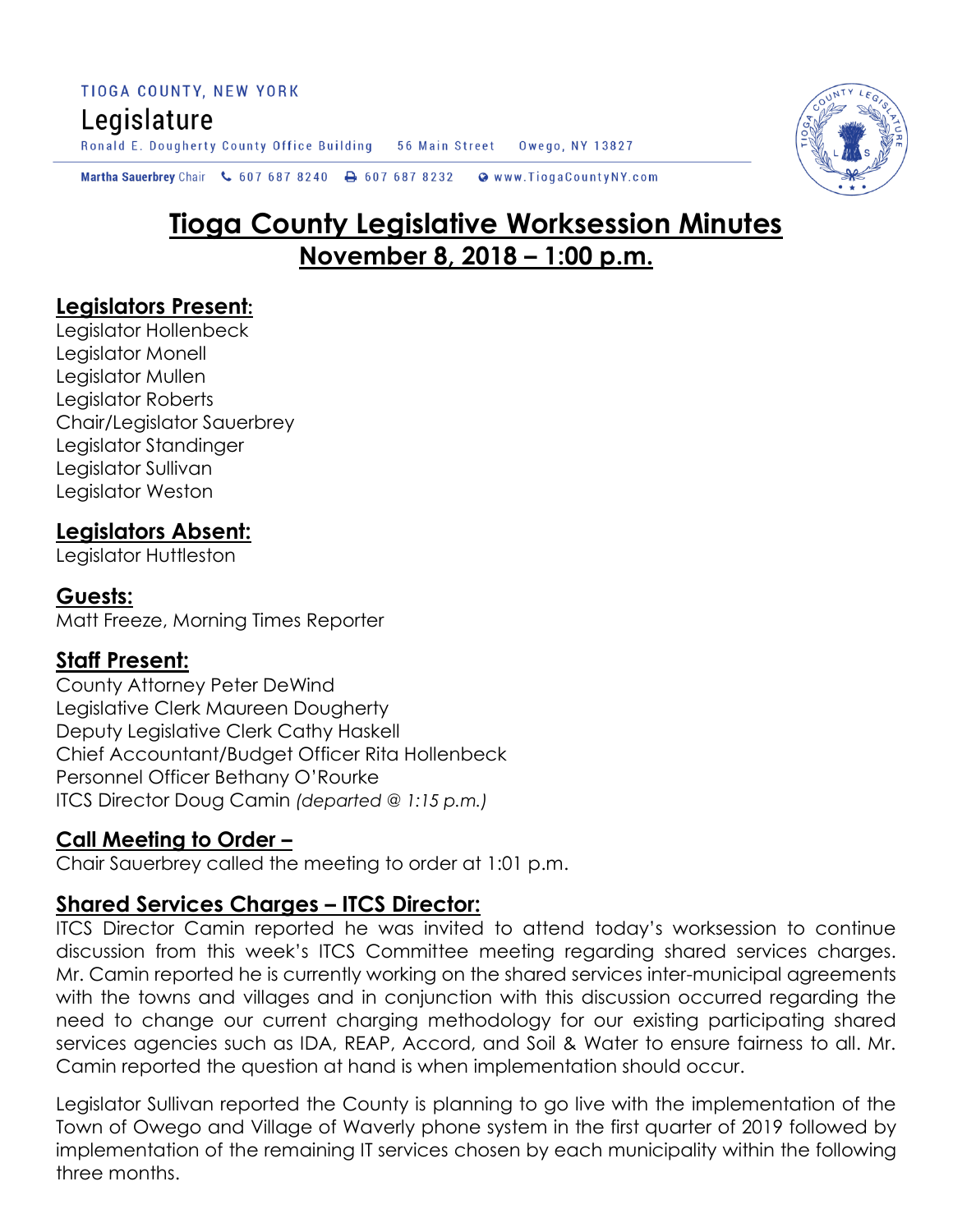TIOGA COUNTY, NEW YORK

Legislature

Ronald E. Dougherty County Office Building 56 Main Street Owego, NY 13827

Martha Sauerbrey Chair 607 687 8240 607 687 8232 www.TiogaCountyNY.com

# Tioga County Legislative Worksession Minutes

## November 8, 2018 – 1:00 p.m.

### Legislators Present:

Legislator Hollenbeck
Legislator Monell
Legislator Mullen
Legislator Roberts
Chair/Legislator Sauerbrey
Legislator Standinger
Legislator Sullivan
Legislator Weston

### Legislators Absent:

Legislator Huttleston

### Guests:

Matt Freeze, Morning Times Reporter

### Staff Present:

County Attorney Peter DeWind
Legislative Clerk Maureen Dougherty
Deputy Legislative Clerk Cathy Haskell
Chief Accountant/Budget Officer Rita Hollenbeck
Personnel Officer Bethany O'Rourke
ITCS Director Doug Camin *(departed @ 1:15 p.m.)*

### Call Meeting to Order –

Chair Sauerbrey called the meeting to order at 1:01 p.m.

### Shared Services Charges – ITCS Director:

ITCS Director Camin reported he was invited to attend today's worksession to continue discussion from this week's ITCS Committee meeting regarding shared services charges. Mr. Camin reported he is currently working on the shared services inter-municipal agreements with the towns and villages and in conjunction with this discussion occurred regarding the need to change our current charging methodology for our existing participating shared services agencies such as IDA, REAP, Accord, and Soil & Water to ensure fairness to all. Mr. Camin reported the question at hand is when implementation should occur.

Legislator Sullivan reported the County is planning to go live with the implementation of the Town of Owego and Village of Waverly phone system in the first quarter of 2019 followed by implementation of the remaining IT services chosen by each municipality within the following three months.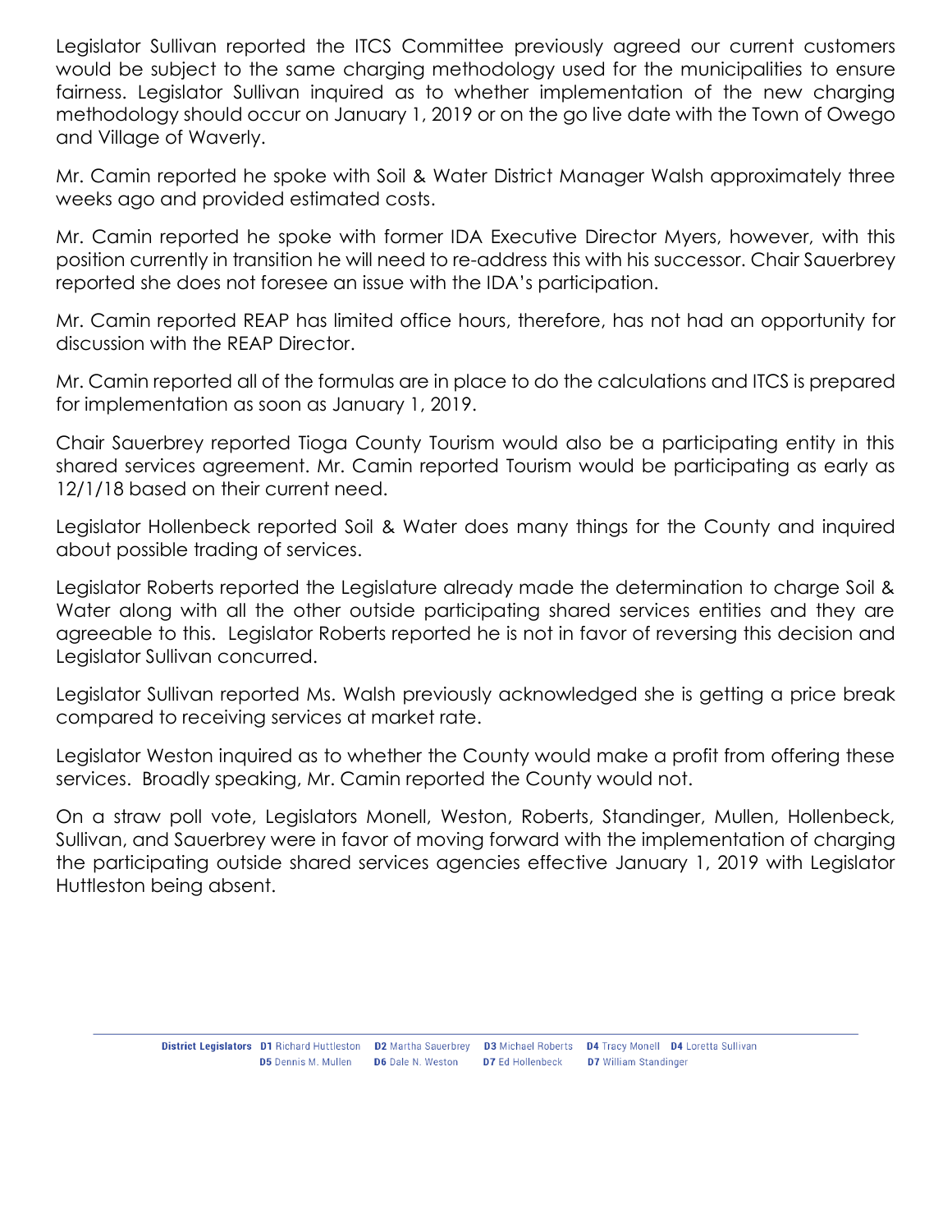Legislator Sullivan reported the ITCS Committee previously agreed our current customers would be subject to the same charging methodology used for the municipalities to ensure fairness. Legislator Sullivan inquired as to whether implementation of the new charging methodology should occur on January 1, 2019 or on the go live date with the Town of Owego and Village of Waverly.

Mr. Camin reported he spoke with Soil & Water District Manager Walsh approximately three weeks ago and provided estimated costs.

Mr. Camin reported he spoke with former IDA Executive Director Myers, however, with this position currently in transition he will need to re-address this with his successor. Chair Sauerbrey reported she does not foresee an issue with the IDA's participation.

Mr. Camin reported REAP has limited office hours, therefore, has not had an opportunity for discussion with the REAP Director.

Mr. Camin reported all of the formulas are in place to do the calculations and ITCS is prepared for implementation as soon as January 1, 2019.

Chair Sauerbrey reported Tioga County Tourism would also be a participating entity in this shared services agreement. Mr. Camin reported Tourism would be participating as early as 12/1/18 based on their current need.

Legislator Hollenbeck reported Soil & Water does many things for the County and inquired about possible trading of services.

Legislator Roberts reported the Legislature already made the determination to charge Soil & Water along with all the other outside participating shared services entities and they are agreeable to this. Legislator Roberts reported he is not in favor of reversing this decision and Legislator Sullivan concurred.

Legislator Sullivan reported Ms. Walsh previously acknowledged she is getting a price break compared to receiving services at market rate.

Legislator Weston inquired as to whether the County would make a profit from offering these services. Broadly speaking, Mr. Camin reported the County would not.

On a straw poll vote, Legislators Monell, Weston, Roberts, Standinger, Mullen, Hollenbeck, Sullivan, and Sauerbrey were in favor of moving forward with the implementation of charging the participating outside shared services agencies effective January 1, 2019 with Legislator Huttleston being absent.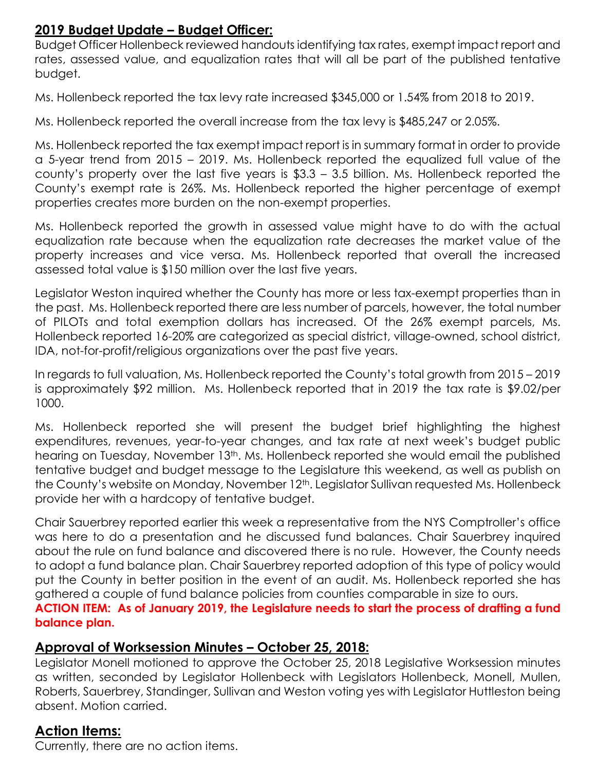## 2019 Budget Update – Budget Officer:

Budget Officer Hollenbeck reviewed handouts identifying tax rates, exempt impact report and rates, assessed value, and equalization rates that will all be part of the published tentative budget.

Ms. Hollenbeck reported the tax levy rate increased $345,000 or 1.54% from 2018 to 2019.

Ms. Hollenbeck reported the overall increase from the tax levy is $485,247 or 2.05%.

Ms. Hollenbeck reported the tax exempt impact report is in summary format in order to provide a 5-year trend from 2015 – 2019. Ms. Hollenbeck reported the equalized full value of the county's property over the last five years is $3.3 – 3.5 billion. Ms. Hollenbeck reported the County's exempt rate is 26%. Ms. Hollenbeck reported the higher percentage of exempt properties creates more burden on the non-exempt properties.

Ms. Hollenbeck reported the growth in assessed value might have to do with the actual equalization rate because when the equalization rate decreases the market value of the property increases and vice versa. Ms. Hollenbeck reported that overall the increased assessed total value is $150 million over the last five years.

Legislator Weston inquired whether the County has more or less tax-exempt properties than in the past. Ms. Hollenbeck reported there are less number of parcels, however, the total number of PILOTs and total exemption dollars has increased. Of the 26% exempt parcels, Ms. Hollenbeck reported 16-20% are categorized as special district, village-owned, school district, IDA, not-for-profit/religious organizations over the past five years.

In regards to full valuation, Ms. Hollenbeck reported the County's total growth from 2015 – 2019 is approximately $92 million. Ms. Hollenbeck reported that in 2019 the tax rate is $9.02/per 1000.

Ms. Hollenbeck reported she will present the budget brief highlighting the highest expenditures, revenues, year-to-year changes, and tax rate at next week's budget public hearing on Tuesday, November 13th. Ms. Hollenbeck reported she would email the published tentative budget and budget message to the Legislature this weekend, as well as publish on the County's website on Monday, November 12th. Legislator Sullivan requested Ms. Hollenbeck provide her with a hardcopy of tentative budget.

Chair Sauerbrey reported earlier this week a representative from the NYS Comptroller's office was here to do a presentation and he discussed fund balances. Chair Sauerbrey inquired about the rule on fund balance and discovered there is no rule. However, the County needs to adopt a fund balance plan. Chair Sauerbrey reported adoption of this type of policy would put the County in better position in the event of an audit. Ms. Hollenbeck reported she has gathered a couple of fund balance policies from counties comparable in size to ours.

**ACTION ITEM: As of January 2019, the Legislature needs to start the process of drafting a fund balance plan.**

## Approval of Worksession Minutes – October 25, 2018:

Legislator Monell motioned to approve the October 25, 2018 Legislative Worksession minutes as written, seconded by Legislator Hollenbeck with Legislators Hollenbeck, Monell, Mullen, Roberts, Sauerbrey, Standinger, Sullivan and Weston voting yes with Legislator Huttleston being absent. Motion carried.

## Action Items:

Currently, there are no action items.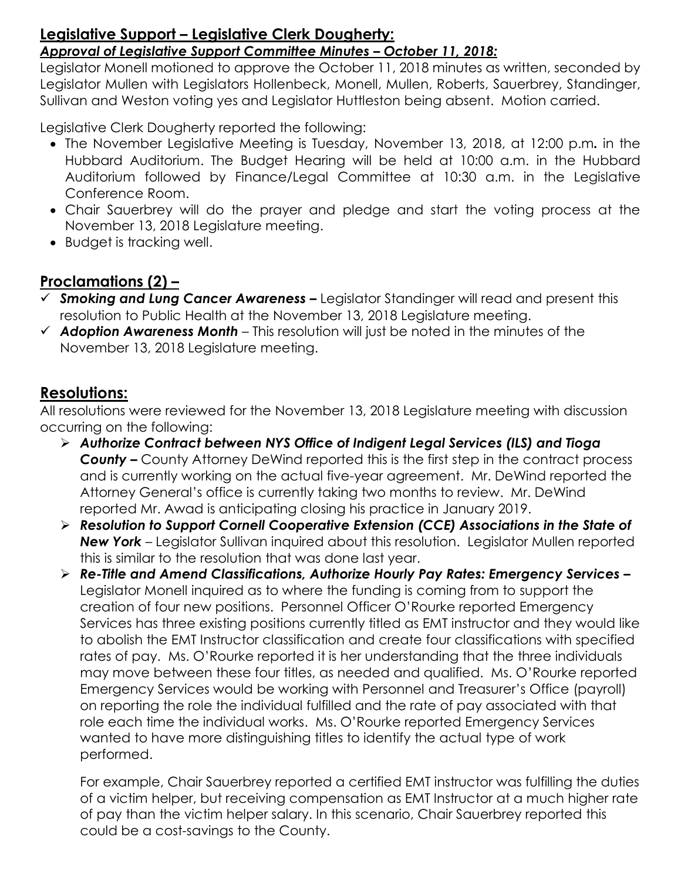## Legislative Support – Legislative Clerk Dougherty:

***Approval of Legislative Support Committee Minutes – October 11, 2018:***

Legislator Monell motioned to approve the October 11, 2018 minutes as written, seconded by Legislator Mullen with Legislators Hollenbeck, Monell, Mullen, Roberts, Sauerbrey, Standinger, Sullivan and Weston voting yes and Legislator Huttleston being absent. Motion carried.

Legislative Clerk Dougherty reported the following:

- The November Legislative Meeting is Tuesday, November 13, 2018, at 12:00 p.m**.** in the Hubbard Auditorium. The Budget Hearing will be held at 10:00 a.m. in the Hubbard Auditorium followed by Finance/Legal Committee at 10:30 a.m. in the Legislative Conference Room.
- Chair Sauerbrey will do the prayer and pledge and start the voting process at the November 13, 2018 Legislature meeting.
- Budget is tracking well.

## Proclamations (2) –

- ✓ ***Smoking and Lung Cancer Awareness –*** Legislator Standinger will read and present this resolution to Public Health at the November 13, 2018 Legislature meeting.
- ✓ ***Adoption Awareness Month*** – This resolution will just be noted in the minutes of the November 13, 2018 Legislature meeting.

## Resolutions:

All resolutions were reviewed for the November 13, 2018 Legislature meeting with discussion occurring on the following:

- ***Authorize Contract between NYS Office of Indigent Legal Services (ILS) and Tioga County –*** County Attorney DeWind reported this is the first step in the contract process and is currently working on the actual five-year agreement. Mr. DeWind reported the Attorney General's office is currently taking two months to review. Mr. DeWind reported Mr. Awad is anticipating closing his practice in January 2019.
- ***Resolution to Support Cornell Cooperative Extension (CCE) Associations in the State of New York*** – Legislator Sullivan inquired about this resolution. Legislator Mullen reported this is similar to the resolution that was done last year.
- ***Re-Title and Amend Classifications, Authorize Hourly Pay Rates: Emergency Services –*** Legislator Monell inquired as to where the funding is coming from to support the creation of four new positions. Personnel Officer O'Rourke reported Emergency Services has three existing positions currently titled as EMT instructor and they would like to abolish the EMT Instructor classification and create four classifications with specified rates of pay. Ms. O'Rourke reported it is her understanding that the three individuals may move between these four titles, as needed and qualified. Ms. O'Rourke reported Emergency Services would be working with Personnel and Treasurer's Office (payroll) on reporting the role the individual fulfilled and the rate of pay associated with that role each time the individual works. Ms. O'Rourke reported Emergency Services wanted to have more distinguishing titles to identify the actual type of work performed.

  For example, Chair Sauerbrey reported a certified EMT instructor was fulfilling the duties of a victim helper, but receiving compensation as EMT Instructor at a much higher rate of pay than the victim helper salary. In this scenario, Chair Sauerbrey reported this could be a cost-savings to the County.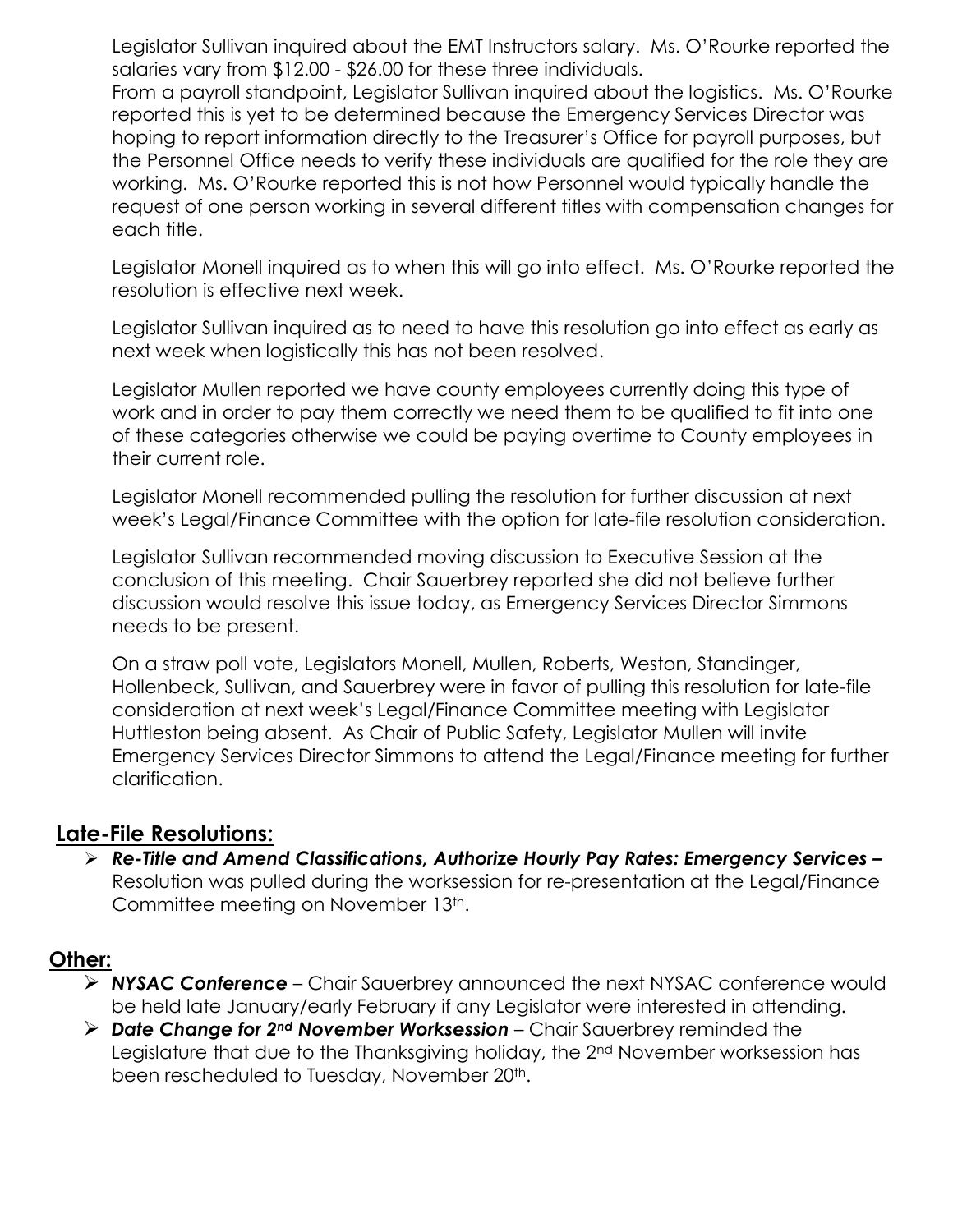Legislator Sullivan inquired about the EMT Instructors salary. Ms. O'Rourke reported the salaries vary from $12.00 - $26.00 for these three individuals.

From a payroll standpoint, Legislator Sullivan inquired about the logistics. Ms. O'Rourke reported this is yet to be determined because the Emergency Services Director was hoping to report information directly to the Treasurer's Office for payroll purposes, but the Personnel Office needs to verify these individuals are qualified for the role they are working. Ms. O'Rourke reported this is not how Personnel would typically handle the request of one person working in several different titles with compensation changes for each title.

Legislator Monell inquired as to when this will go into effect. Ms. O'Rourke reported the resolution is effective next week.

Legislator Sullivan inquired as to need to have this resolution go into effect as early as next week when logistically this has not been resolved.

Legislator Mullen reported we have county employees currently doing this type of work and in order to pay them correctly we need them to be qualified to fit into one of these categories otherwise we could be paying overtime to County employees in their current role.

Legislator Monell recommended pulling the resolution for further discussion at next week's Legal/Finance Committee with the option for late-file resolution consideration.

Legislator Sullivan recommended moving discussion to Executive Session at the conclusion of this meeting. Chair Sauerbrey reported she did not believe further discussion would resolve this issue today, as Emergency Services Director Simmons needs to be present.

On a straw poll vote, Legislators Monell, Mullen, Roberts, Weston, Standinger, Hollenbeck, Sullivan, and Sauerbrey were in favor of pulling this resolution for late-file consideration at next week's Legal/Finance Committee meeting with Legislator Huttleston being absent. As Chair of Public Safety, Legislator Mullen will invite Emergency Services Director Simmons to attend the Legal/Finance meeting for further clarification.

## Late-File Resolutions:

- ***Re-Title and Amend Classifications, Authorize Hourly Pay Rates: Emergency Services –*** Resolution was pulled during the worksession for re-presentation at the Legal/Finance Committee meeting on November 13th.

## Other:

- ***NYSAC Conference*** – Chair Sauerbrey announced the next NYSAC conference would be held late January/early February if any Legislator were interested in attending.
- ***Date Change for 2nd November Worksession*** – Chair Sauerbrey reminded the Legislature that due to the Thanksgiving holiday, the 2nd November worksession has been rescheduled to Tuesday, November 20th.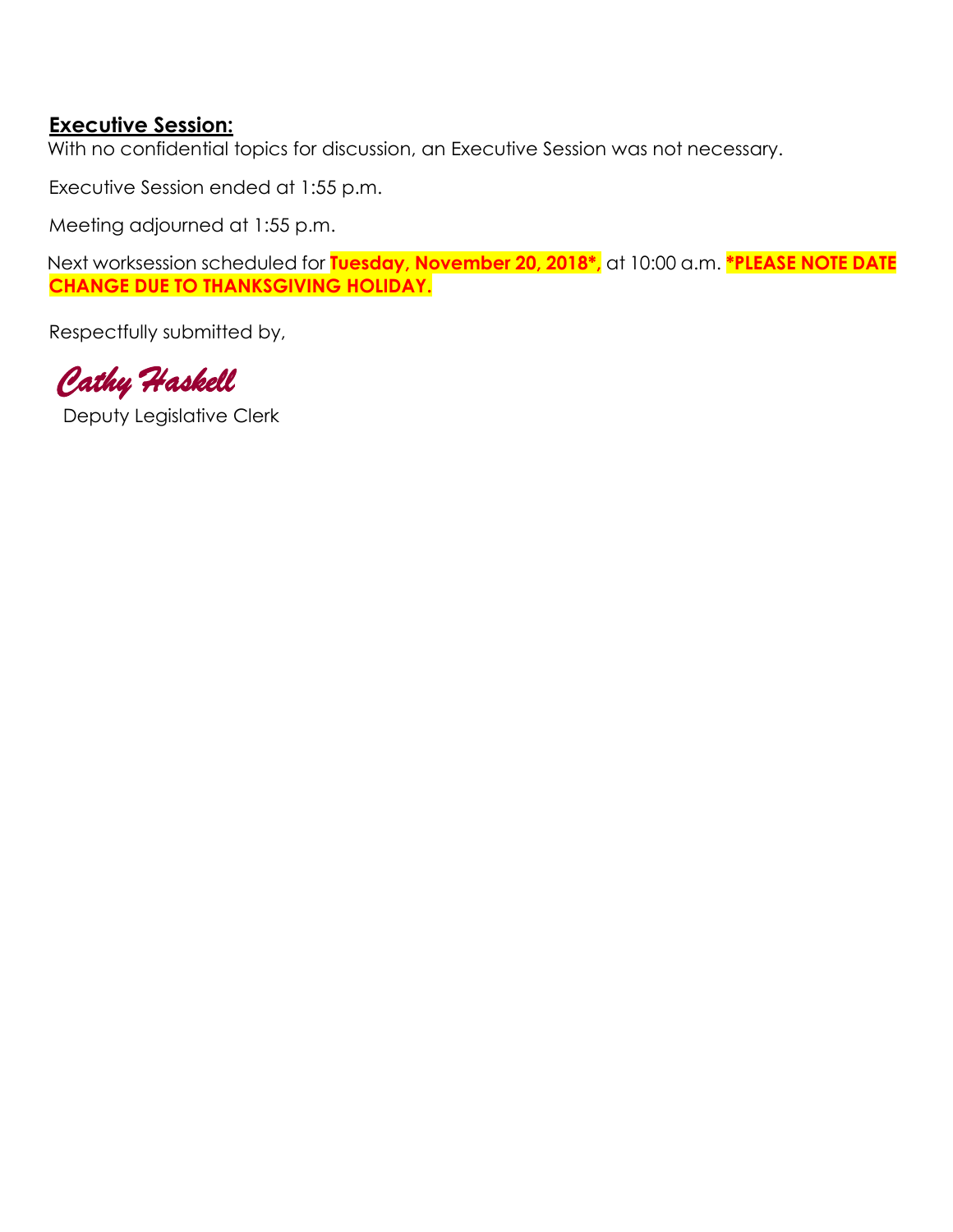**Executive Session:**

With no confidential topics for discussion, an Executive Session was not necessary.

Executive Session ended at 1:55 p.m.

Meeting adjourned at 1:55 p.m.

Next worksession scheduled for **Tuesday, November 20, 2018*,** at 10:00 a.m. ***PLEASE NOTE DATE CHANGE DUE TO THANKSGIVING HOLIDAY.**

Respectfully submitted by,

*Cathy Haskell*

Deputy Legislative Clerk